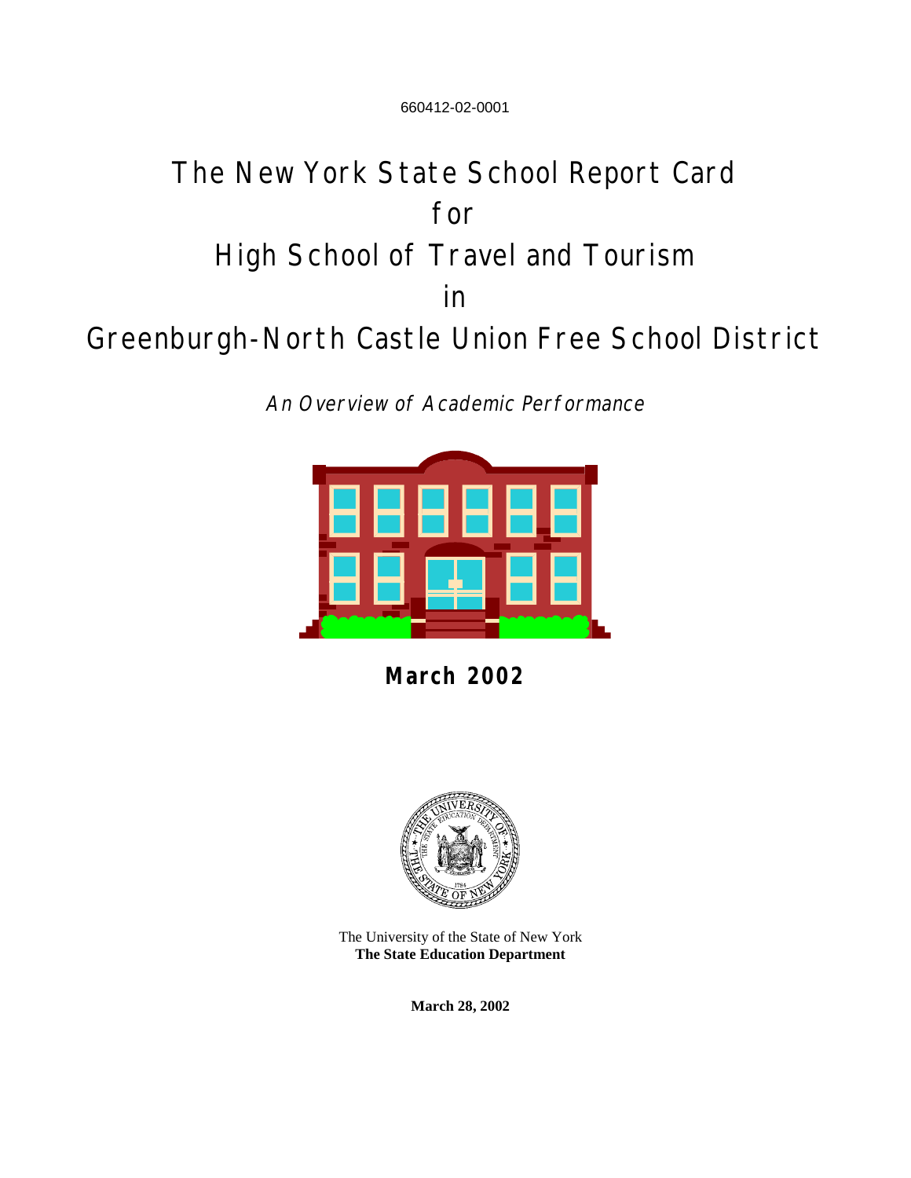660412-02-0001

# The New York State School Report Card for High School of Travel and Tourism in Greenburgh-North Castle Union Free School District

*An Overview of Academic Performance*

**March 2002**

The University of the State of New York
**The State Education Department**

**March 28, 2002**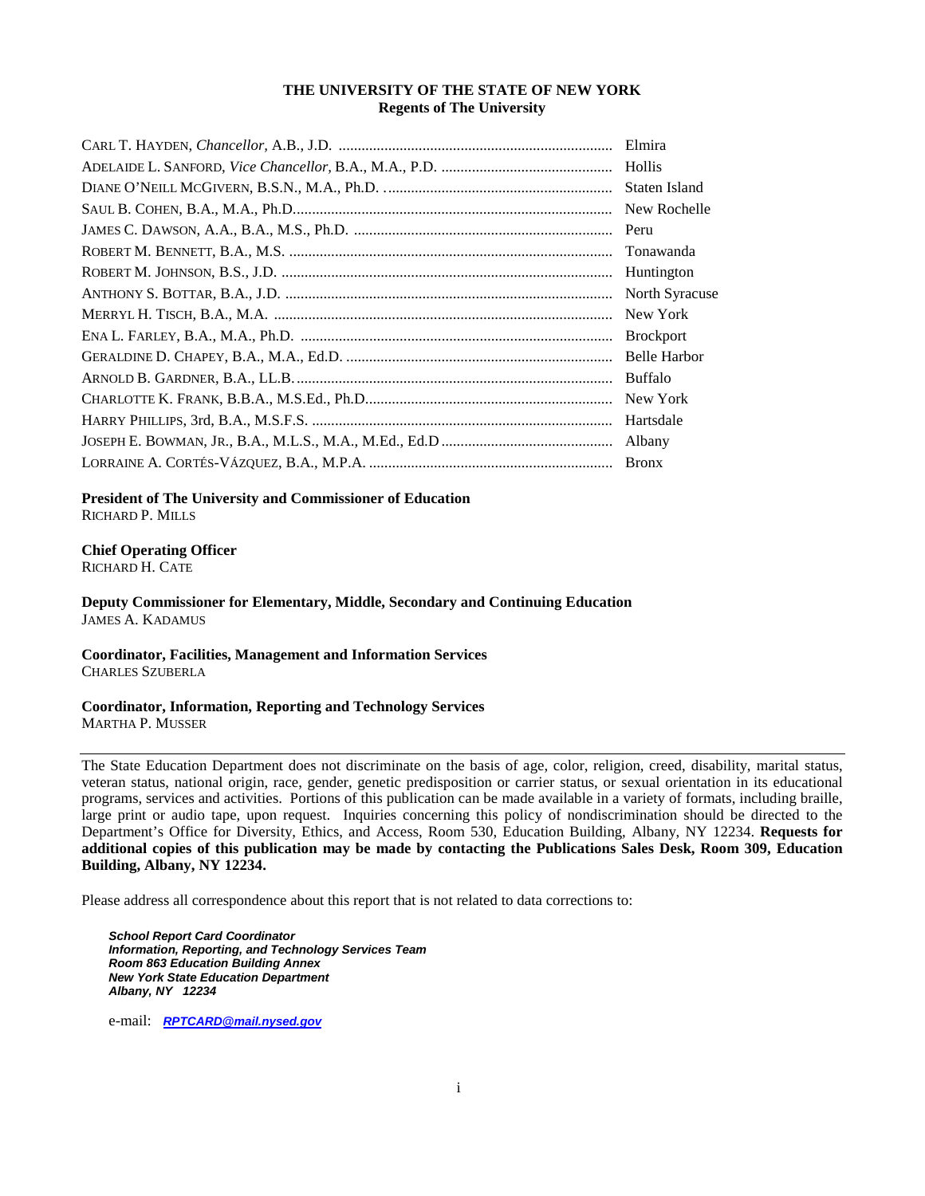**THE UNIVERSITY OF THE STATE OF NEW YORK**
**Regents of The University**

| | |
|---|---|
| CARL T. HAYDEN, *Chancellor*, A.B., J.D. | Elmira |
| ADELAIDE L. SANFORD, *Vice Chancellor*, B.A., M.A., P.D. | Hollis |
| DIANE O'NEILL MCGIVERN, B.S.N., M.A., Ph.D. | Staten Island |
| SAUL B. COHEN, B.A., M.A., Ph.D. | New Rochelle |
| JAMES C. DAWSON, A.A., B.A., M.S., Ph.D. | Peru |
| ROBERT M. BENNETT, B.A., M.S. | Tonawanda |
| ROBERT M. JOHNSON, B.S., J.D. | Huntington |
| ANTHONY S. BOTTAR, B.A., J.D. | North Syracuse |
| MERRYL H. TISCH, B.A., M.A. | New York |
| ENA L. FARLEY, B.A., M.A., Ph.D. | Brockport |
| GERALDINE D. CHAPEY, B.A., M.A., Ed.D. | Belle Harbor |
| ARNOLD B. GARDNER, B.A., LL.B. | Buffalo |
| CHARLOTTE K. FRANK, B.B.A., M.S.Ed., Ph.D. | New York |
| HARRY PHILLIPS, 3rd, B.A., M.S.F.S. | Hartsdale |
| JOSEPH E. BOWMAN, JR., B.A., M.L.S., M.A., M.Ed., Ed.D | Albany |
| LORRAINE A. CORTÉS-VÁZQUEZ, B.A., M.P.A. | Bronx |

**President of The University and Commissioner of Education**
RICHARD P. MILLS

**Chief Operating Officer**
RICHARD H. CATE

**Deputy Commissioner for Elementary, Middle, Secondary and Continuing Education**
JAMES A. KADAMUS

**Coordinator, Facilities, Management and Information Services**
CHARLES SZUBERLA

**Coordinator, Information, Reporting and Technology Services**
MARTHA P. MUSSER

---

The State Education Department does not discriminate on the basis of age, color, religion, creed, disability, marital status, veteran status, national origin, race, gender, genetic predisposition or carrier status, or sexual orientation in its educational programs, services and activities. Portions of this publication can be made available in a variety of formats, including braille, large print or audio tape, upon request. Inquiries concerning this policy of nondiscrimination should be directed to the Department's Office for Diversity, Ethics, and Access, Room 530, Education Building, Albany, NY 12234. **Requests for additional copies of this publication may be made by contacting the Publications Sales Desk, Room 309, Education Building, Albany, NY 12234.**

Please address all correspondence about this report that is not related to data corrections to:

***School Report Card Coordinator***
***Information, Reporting, and Technology Services Team***
***Room 863 Education Building Annex***
***New York State Education Department***
***Albany, NY 12234***

e-mail: ***RPTCARD@mail.nysed.gov***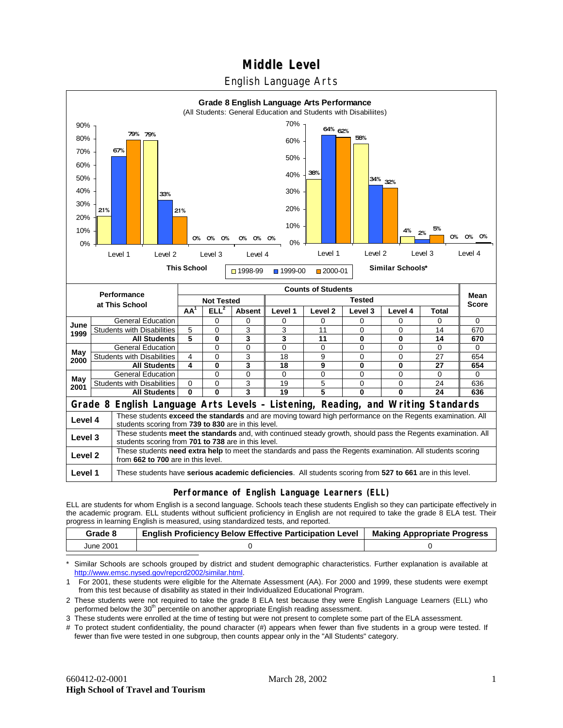# Middle Level

## English Language Arts

**Grade 8 English Language Arts Performance**
(All Students: General Education and Students with Disabiliites)

| | | Level 1 | Level 2 | Level 3 | Level 4 |
|---|---|---|---|---|---|
| This School | 1998-99 | 21% | 79% | 0% | 0% |
| | 1999-00 | 67% | 33% | 0% | 0% |
| | 2000-01 | 79% | 21% | 0% | 0% |
| Similar Schools* | 1998-99 | 38% | 58% | 4% | 0% |
| | 1999-00 | 64% | 34% | 2% | 0% |
| | 2000-01 | 62% | 32% | 5% | 0% |

| Performance at This School | | Counts of Students | | | | | | | | Mean Score |
|---|---|---|---|---|---|---|---|---|---|---|
| | | Not Tested | | | Tested | | | | | |
| | | AA[1] | ELL[2] | Absent | Level 1 | Level 2 | Level 3 | Level 4 | Total | |
| June 1999 | General Education | | 0 | 0 | 0 | 0 | 0 | 0 | 0 | 0 |
| | Students with Disabilities | 5 | 0 | 3 | 3 | 11 | 0 | 0 | 14 | 670 |
| | **All Students** | **5** | **0** | **3** | **3** | **11** | **0** | **0** | **14** | **670** |
| May 2000 | General Education | | 0 | 0 | 0 | 0 | 0 | 0 | 0 | 0 |
| | Students with Disabilities | 4 | 0 | 3 | 18 | 9 | 0 | 0 | 27 | 654 |
| | **All Students** | **4** | **0** | **3** | **18** | **9** | **0** | **0** | **27** | **654** |
| May 2001 | General Education | | 0 | 0 | 0 | 0 | 0 | 0 | 0 | 0 |
| | Students with Disabilities | 0 | 0 | 3 | 19 | 5 | 0 | 0 | 24 | 636 |
| | **All Students** | **0** | **0** | **3** | **19** | **5** | **0** | **0** | **24** | **636** |

### Grade 8 English Language Arts Levels – Listening, Reading, and Writing Standards

| Level | Description |
|---|---|
| **Level 4** | These students **exceed the standards** and are moving toward high performance on the Regents examination. All students scoring from **739 to 830** are in this level. |
| **Level 3** | These students **meet the standards** and, with continued steady growth, should pass the Regents examination. All students scoring from **701 to 738** are in this level. |
| **Level 2** | These students **need extra help** to meet the standards and pass the Regents examination. All students scoring from **662 to 700** are in this level. |
| **Level 1** | These students have **serious academic deficiencies**. All students scoring from **527 to 661** are in this level. |

### Performance of English Language Learners (ELL)

ELL are students for whom English is a second language. Schools teach these students English so they can participate effectively in the academic program. ELL students without sufficient proficiency in English are not required to take the grade 8 ELA test. Their progress in learning English is measured, using standardized tests, and reported.

| Grade 8 | English Proficiency Below Effective Participation Level | Making Appropriate Progress |
|---|---|---|
| June 2001 | 0 | 0 |

\* Similar Schools are schools grouped by district and student demographic characteristics. Further explanation is available at http://www.emsc.nysed.gov/repcrd2002/similar.html.

1 For 2001, these students were eligible for the Alternate Assessment (AA). For 2000 and 1999, these students were exempt from this test because of disability as stated in their Individualized Educational Program.

2 These students were not required to take the grade 8 ELA test because they were English Language Learners (ELL) who performed below the 30th percentile on another appropriate English reading assessment.

3 These students were enrolled at the time of testing but were not present to complete some part of the ELA assessment.

# To protect student confidentiality, the pound character (#) appears when fewer than five students in a group were tested. If fewer than five were tested in one subgroup, then counts appear only in the "All Students" category.

660412-02-0001 March 28, 2002
**High School of Travel and Tourism**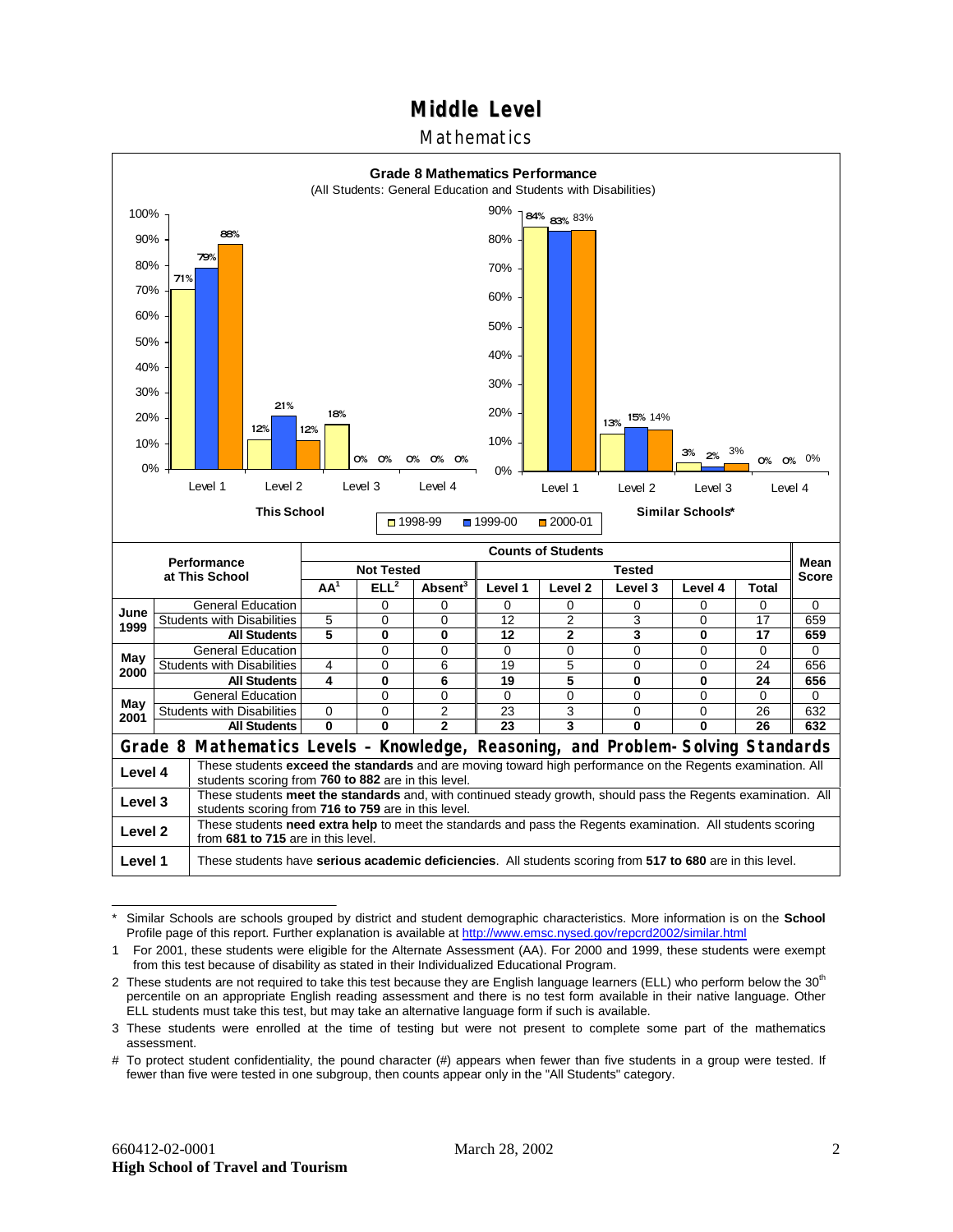# Middle Level

## Mathematics

**Grade 8 Mathematics Performance**
(All Students: General Education and Students with Disabilities)

**This School**

| | 1998-99 | 1999-00 | 2000-01 |
|---|---|---|---|
| Level 1 | 71% | 79% | 88% |
| Level 2 | 12% | 21% | 12% |
| Level 3 | 18% | 0% | 0% |
| Level 4 | 0% | 0% | 0% |

**Similar Schools***

| | 1998-99 | 1999-00 | 2000-01 |
|---|---|---|---|
| Level 1 | 84% | 83% | 83% |
| Level 2 | 13% | 15% | 14% |
| Level 3 | 3% | 2% | 3% |
| Level 4 | 0% | 0% | 0% |

| Performance at This School | | Not Tested: AA[1] | Not Tested: ELL[2] | Not Tested: Absent[3] | Tested: Level 1 | Tested: Level 2 | Tested: Level 3 | Tested: Level 4 | Tested: Total | Mean Score |
|---|---|---|---|---|---|---|---|---|---|---|
| June 1999 | General Education | | 0 | 0 | 0 | 0 | 0 | 0 | 0 | 0 |
| | Students with Disabilities | 5 | 0 | 0 | 12 | 2 | 3 | 0 | 17 | 659 |
| | **All Students** | **5** | **0** | **0** | **12** | **2** | **3** | **0** | **17** | **659** |
| May 2000 | General Education | | 0 | 0 | 0 | 0 | 0 | 0 | 0 | 0 |
| | Students with Disabilities | 4 | 0 | 6 | 19 | 5 | 0 | 0 | 24 | 656 |
| | **All Students** | **4** | **0** | **6** | **19** | **5** | **0** | **0** | **24** | **656** |
| May 2001 | General Education | | 0 | 0 | 0 | 0 | 0 | 0 | 0 | 0 |
| | Students with Disabilities | 0 | 0 | 2 | 23 | 3 | 0 | 0 | 26 | 632 |
| | **All Students** | **0** | **0** | **2** | **23** | **3** | **0** | **0** | **26** | **632** |

## Grade 8 Mathematics Levels – Knowledge, Reasoning, and Problem-Solving Standards

| Level | Description |
|---|---|
| **Level 4** | These students **exceed the standards** and are moving toward high performance on the Regents examination. All students scoring from **760 to 882** are in this level. |
| **Level 3** | These students **meet the standards** and, with continued steady growth, should pass the Regents examination. All students scoring from **716 to 759** are in this level. |
| **Level 2** | These students **need extra help** to meet the standards and pass the Regents examination. All students scoring from **681 to 715** are in this level. |
| **Level 1** | These students have **serious academic deficiencies**. All students scoring from **517 to 680** are in this level. |

\* Similar Schools are schools grouped by district and student demographic characteristics. More information is on the **School** Profile page of this report. Further explanation is available at http://www.emsc.nysed.gov/repcrd2002/similar.html

1 For 2001, these students were eligible for the Alternate Assessment (AA). For 2000 and 1999, these students were exempt from this test because of disability as stated in their Individualized Educational Program.

2 These students are not required to take this test because they are English language learners (ELL) who perform below the 30th percentile on an appropriate English reading assessment and there is no test form available in their native language. Other ELL students must take this test, but may take an alternative language form if such is available.

3 These students were enrolled at the time of testing but were not present to complete some part of the mathematics assessment.

# To protect student confidentiality, the pound character (#) appears when fewer than five students in a group were tested. If fewer than five were tested in one subgroup, then counts appear only in the "All Students" category.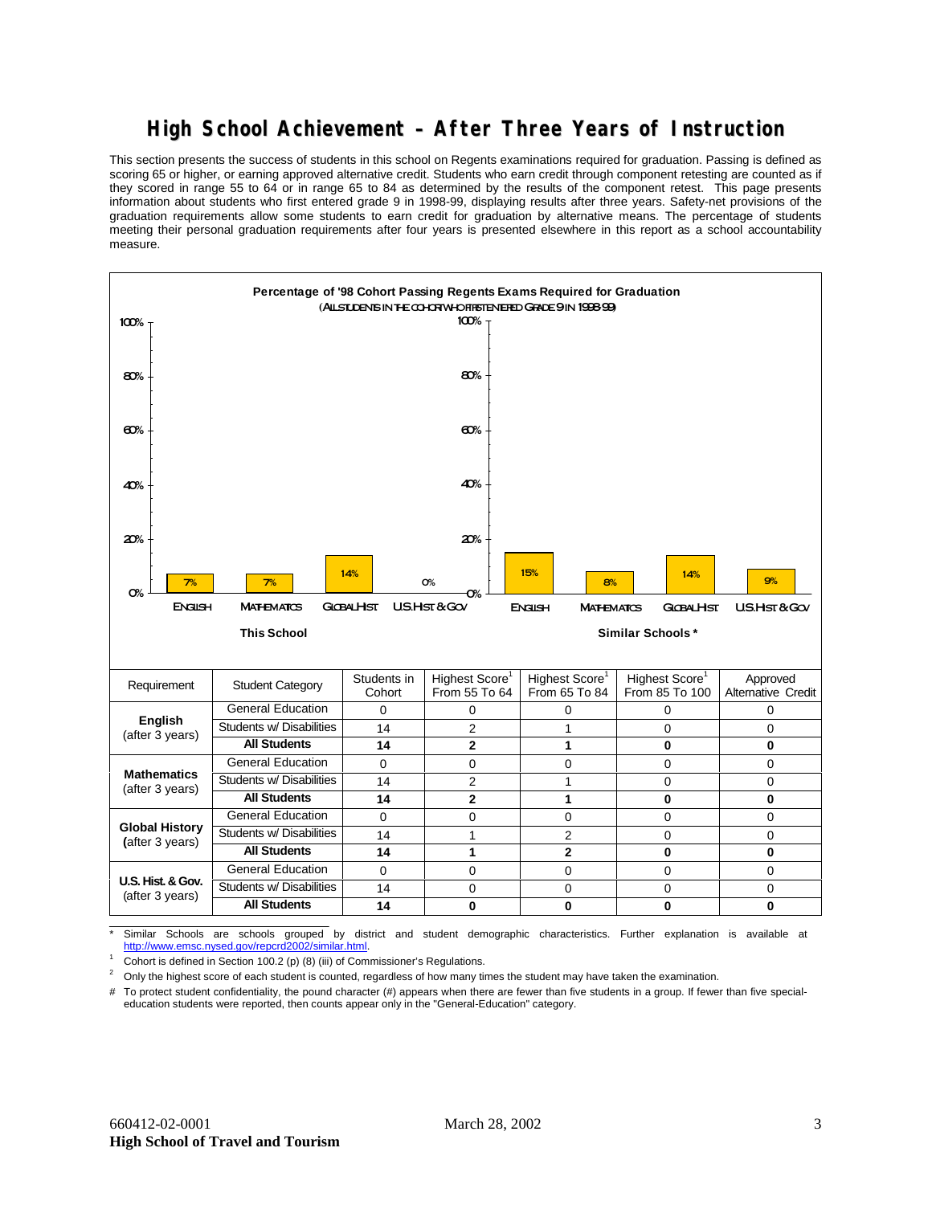# High School Achievement – After Three Years of Instruction

This section presents the success of students in this school on Regents examinations required for graduation. Passing is defined as scoring 65 or higher, or earning approved alternative credit. Students who earn credit through component retesting are counted as if they scored in range 55 to 64 or in range 65 to 84 as determined by the results of the component retest. This page presents information about students who first entered grade 9 in 1998-99, displaying results after three years. Safety-net provisions of the graduation requirements allow some students to earn credit for graduation by alternative means. The percentage of students meeting their personal graduation requirements after four years is presented elsewhere in this report as a school accountability measure.

**Percentage of '98 Cohort Passing Regents Exams Required for Graduation**
(ALL STUDENTS IN THE COHORT WHO FIRST ENTERED GRADE 9 IN 1998-99)

| | English | Mathematics | Global Hist | U.S. Hist & Gov |
|---|---|---|---|---|
| This School | 7% | 7% | 14% | 0% |
| Similar Schools * | 15% | 8% | 14% | 9% |

| Requirement | Student Category | Students in Cohort | Highest Score[1] From 55 To 64 | Highest Score[1] From 65 To 84 | Highest Score[1] From 85 To 100 | Approved Alternative Credit |
|---|---|---|---|---|---|---|
| **English** (after 3 years) | General Education | 0 | 0 | 0 | 0 | 0 |
| | Students w/ Disabilities | 14 | 2 | 1 | 0 | 0 |
| | **All Students** | **14** | **2** | **1** | **0** | **0** |
| **Mathematics** (after 3 years) | General Education | 0 | 0 | 0 | 0 | 0 |
| | Students w/ Disabilities | 14 | 2 | 1 | 0 | 0 |
| | **All Students** | **14** | **2** | **1** | **0** | **0** |
| **Global History** (after 3 years) | General Education | 0 | 0 | 0 | 0 | 0 |
| | Students w/ Disabilities | 14 | 1 | 2 | 0 | 0 |
| | **All Students** | **14** | **1** | **2** | **0** | **0** |
| **U.S. Hist. & Gov.** (after 3 years) | General Education | 0 | 0 | 0 | 0 | 0 |
| | Students w/ Disabilities | 14 | 0 | 0 | 0 | 0 |
| | **All Students** | **14** | **0** | **0** | **0** | **0** |

\* Similar Schools are schools grouped by district and student demographic characteristics. Further explanation is available at http://www.emsc.nysed.gov/repcrd2002/similar.html.

[1] Cohort is defined in Section 100.2 (p) (8) (iii) of Commissioner's Regulations.

[2] Only the highest score of each student is counted, regardless of how many times the student may have taken the examination.

# To protect student confidentiality, the pound character (#) appears when there are fewer than five students in a group. If fewer than five special-education students were reported, then counts appear only in the "General-Education" category.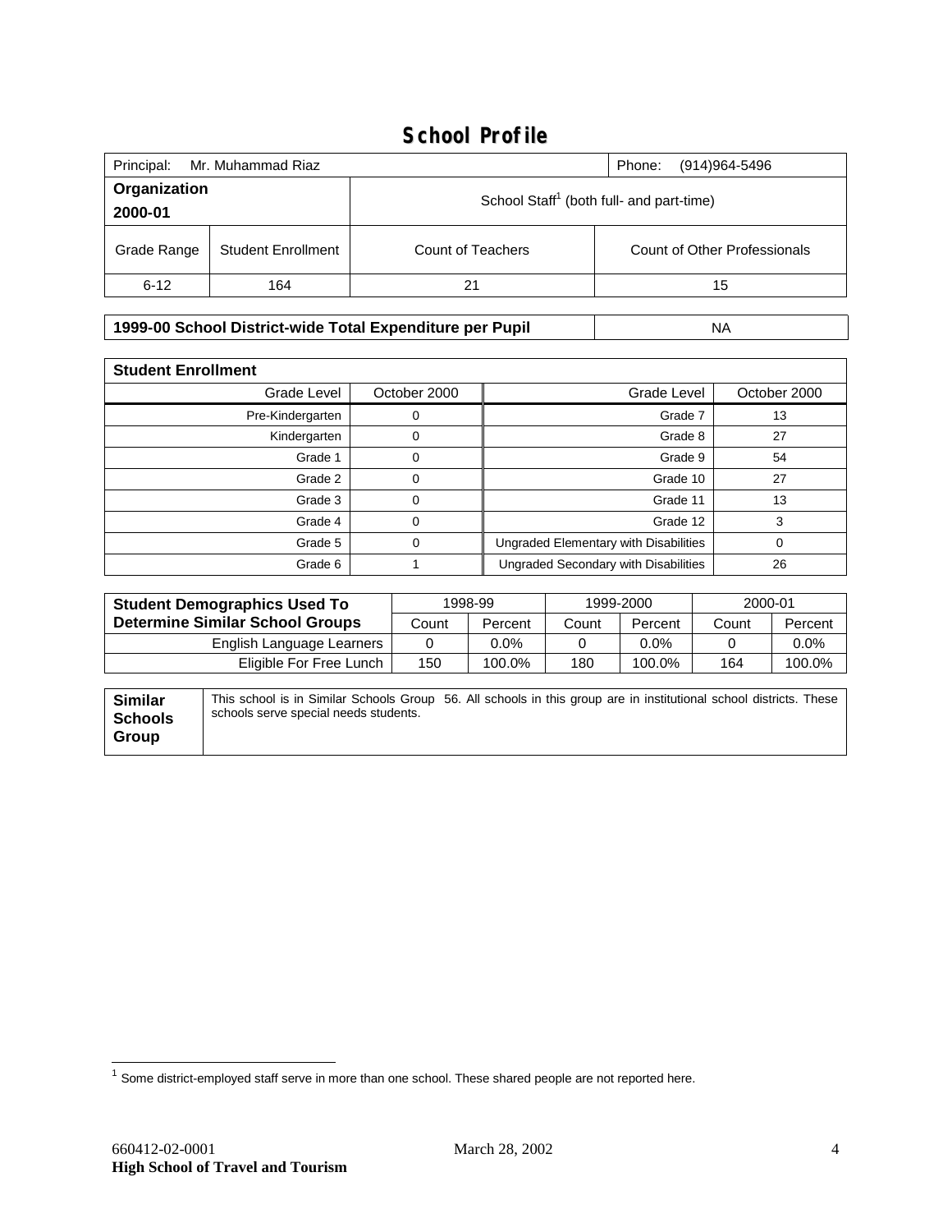# School Profile

| Principal: Mr. Muhammad Riaz | | Phone: (914)964-5496 | |
|---|---|---|---|
| **Organization 2000-01** | | School Staff[1] (both full- and part-time) | |
| Grade Range | Student Enrollment | Count of Teachers | Count of Other Professionals |
| 6-12 | 164 | 21 | 15 |

| 1999-00 School District-wide Total Expenditure per Pupil | NA |
|---|---|

**Student Enrollment**

| Grade Level | October 2000 | Grade Level | October 2000 |
|---|---|---|---|
| Pre-Kindergarten | 0 | Grade 7 | 13 |
| Kindergarten | 0 | Grade 8 | 27 |
| Grade 1 | 0 | Grade 9 | 54 |
| Grade 2 | 0 | Grade 10 | 27 |
| Grade 3 | 0 | Grade 11 | 13 |
| Grade 4 | 0 | Grade 12 | 3 |
| Grade 5 | 0 | Ungraded Elementary with Disabilities | 0 |
| Grade 6 | 1 | Ungraded Secondary with Disabilities | 26 |

| Student Demographics Used To Determine Similar School Groups | 1998-99 | | 1999-2000 | | 2000-01 | |
|---|---|---|---|---|---|---|
| | Count | Percent | Count | Percent | Count | Percent |
| English Language Learners | 0 | 0.0% | 0 | 0.0% | 0 | 0.0% |
| Eligible For Free Lunch | 150 | 100.0% | 180 | 100.0% | 164 | 100.0% |

| **Similar Schools Group** | This school is in Similar Schools Group 56. All schools in this group are in institutional school districts. These schools serve special needs students. |
|---|---|

[1] Some district-employed staff serve in more than one school. These shared people are not reported here.

660412-02-0001 March 28, 2002

**High School of Travel and Tourism**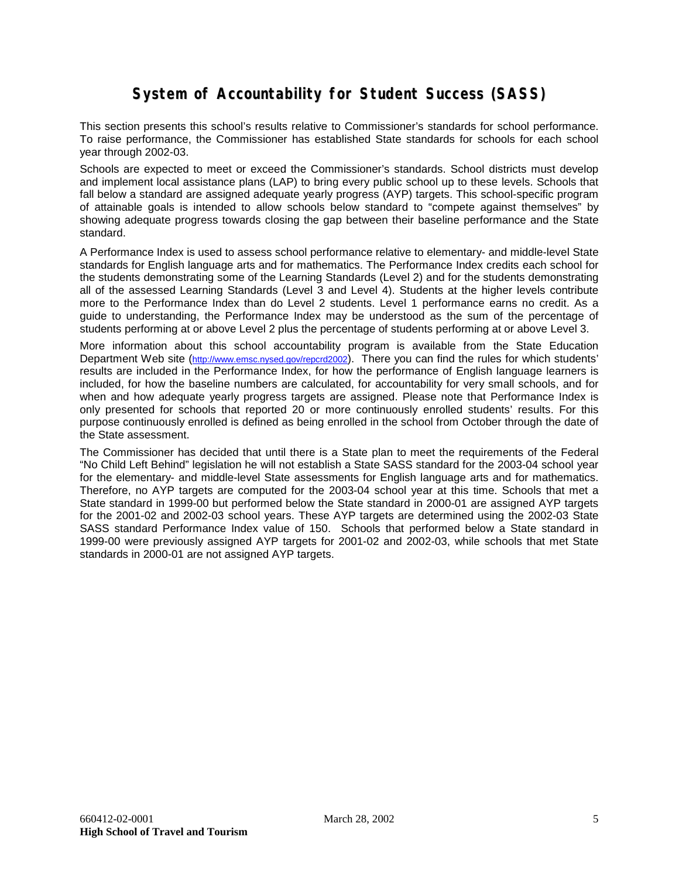# System of Accountability for Student Success (SASS)

This section presents this school's results relative to Commissioner's standards for school performance. To raise performance, the Commissioner has established State standards for schools for each school year through 2002-03.

Schools are expected to meet or exceed the Commissioner's standards. School districts must develop and implement local assistance plans (LAP) to bring every public school up to these levels. Schools that fall below a standard are assigned adequate yearly progress (AYP) targets. This school-specific program of attainable goals is intended to allow schools below standard to "compete against themselves" by showing adequate progress towards closing the gap between their baseline performance and the State standard.

A Performance Index is used to assess school performance relative to elementary- and middle-level State standards for English language arts and for mathematics. The Performance Index credits each school for the students demonstrating some of the Learning Standards (Level 2) and for the students demonstrating all of the assessed Learning Standards (Level 3 and Level 4). Students at the higher levels contribute more to the Performance Index than do Level 2 students. Level 1 performance earns no credit. As a guide to understanding, the Performance Index may be understood as the sum of the percentage of students performing at or above Level 2 plus the percentage of students performing at or above Level 3.

More information about this school accountability program is available from the State Education Department Web site (http://www.emsc.nysed.gov/repcrd2002). There you can find the rules for which students' results are included in the Performance Index, for how the performance of English language learners is included, for how the baseline numbers are calculated, for accountability for very small schools, and for when and how adequate yearly progress targets are assigned. Please note that Performance Index is only presented for schools that reported 20 or more continuously enrolled students' results. For this purpose continuously enrolled is defined as being enrolled in the school from October through the date of the State assessment.

The Commissioner has decided that until there is a State plan to meet the requirements of the Federal "No Child Left Behind" legislation he will not establish a State SASS standard for the 2003-04 school year for the elementary- and middle-level State assessments for English language arts and for mathematics. Therefore, no AYP targets are computed for the 2003-04 school year at this time. Schools that met a State standard in 1999-00 but performed below the State standard in 2000-01 are assigned AYP targets for the 2001-02 and 2002-03 school years. These AYP targets are determined using the 2002-03 State SASS standard Performance Index value of 150. Schools that performed below a State standard in 1999-00 were previously assigned AYP targets for 2001-02 and 2002-03, while schools that met State standards in 2000-01 are not assigned AYP targets.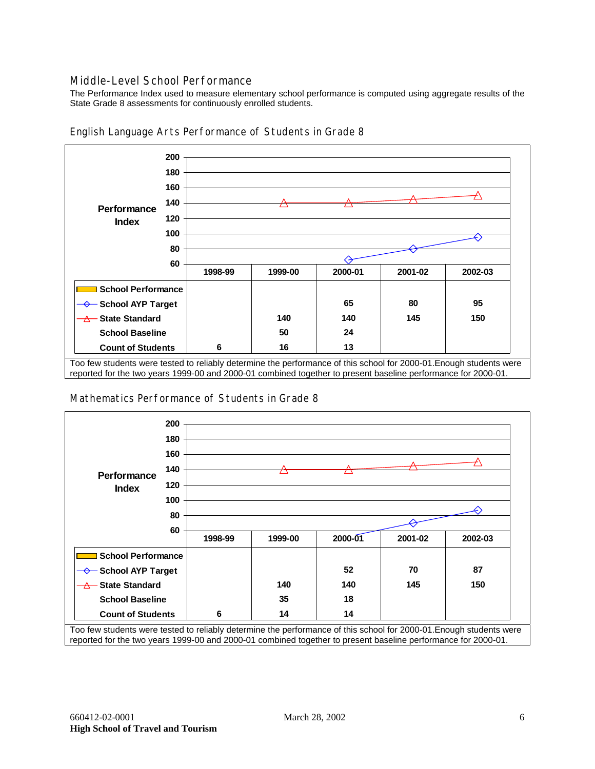## Middle-Level School Performance

The Performance Index used to measure elementary school performance is computed using aggregate results of the State Grade 8 assessments for continuously enrolled students.

### English Language Arts Performance of Students in Grade 8

| | 1998-99 | 1999-00 | 2000-01 | 2001-02 | 2002-03 |
|---|---|---|---|---|---|
| School Performance | | | | | |
| School AYP Target | | | 65 | 80 | 95 |
| State Standard | | 140 | 140 | 145 | 150 |
| School Baseline | | 50 | 24 | | |
| Count of Students | 6 | 16 | 13 | | |

Too few students were tested to reliably determine the performance of this school for 2000-01.Enough students were reported for the two years 1999-00 and 2000-01 combined together to present baseline performance for 2000-01.

### Mathematics Performance of Students in Grade 8

| | 1998-99 | 1999-00 | 2000-01 | 2001-02 | 2002-03 |
|---|---|---|---|---|---|
| School Performance | | | | | |
| School AYP Target | | | 52 | 70 | 87 |
| State Standard | | 140 | 140 | 145 | 150 |
| School Baseline | | 35 | 18 | | |
| Count of Students | 6 | 14 | 14 | | |

Too few students were tested to reliably determine the performance of this school for 2000-01.Enough students were reported for the two years 1999-00 and 2000-01 combined together to present baseline performance for 2000-01.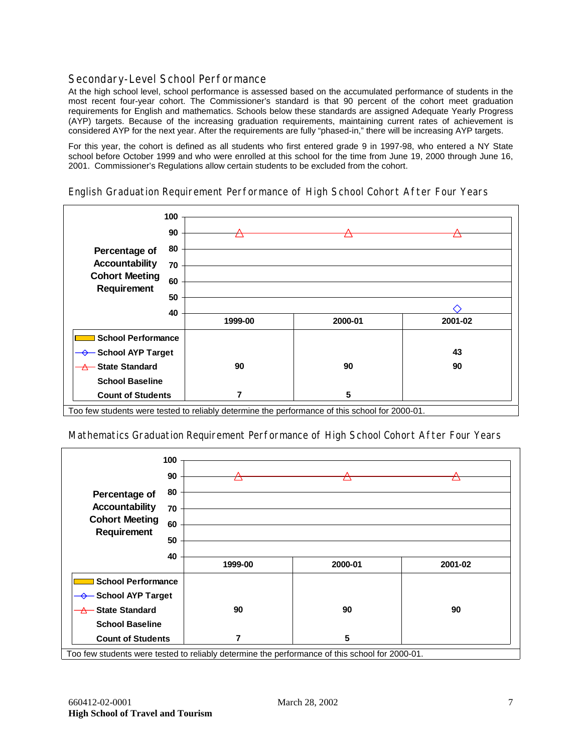## Secondary-Level School Performance

At the high school level, school performance is assessed based on the accumulated performance of students in the most recent four-year cohort. The Commissioner's standard is that 90 percent of the cohort meet graduation requirements for English and mathematics. Schools below these standards are assigned Adequate Yearly Progress (AYP) targets. Because of the increasing graduation requirements, maintaining current rates of achievement is considered AYP for the next year. After the requirements are fully "phased-in," there will be increasing AYP targets.

For this year, the cohort is defined as all students who first entered grade 9 in 1997-98, who entered a NY State school before October 1999 and who were enrolled at this school for the time from June 19, 2000 through June 16, 2001. Commissioner's Regulations allow certain students to be excluded from the cohort.

### English Graduation Requirement Performance of High School Cohort After Four Years

| Percentage of Accountability Cohort Meeting Requirement | 1999-00 | 2000-01 | 2001-02 |
|---|---|---|---|
| School Performance | | | |
| School AYP Target | | | 43 |
| State Standard | 90 | 90 | 90 |
| School Baseline | | | |
| Count of Students | 7 | 5 | |

Too few students were tested to reliably determine the performance of this school for 2000-01.

### Mathematics Graduation Requirement Performance of High School Cohort After Four Years

| Percentage of Accountability Cohort Meeting Requirement | 1999-00 | 2000-01 | 2001-02 |
|---|---|---|---|
| School Performance | | | |
| School AYP Target | | | |
| State Standard | 90 | 90 | 90 |
| School Baseline | | | |
| Count of Students | 7 | 5 | |

Too few students were tested to reliably determine the performance of this school for 2000-01.

660412-02-0001 March 28, 2002

**High School of Travel and Tourism**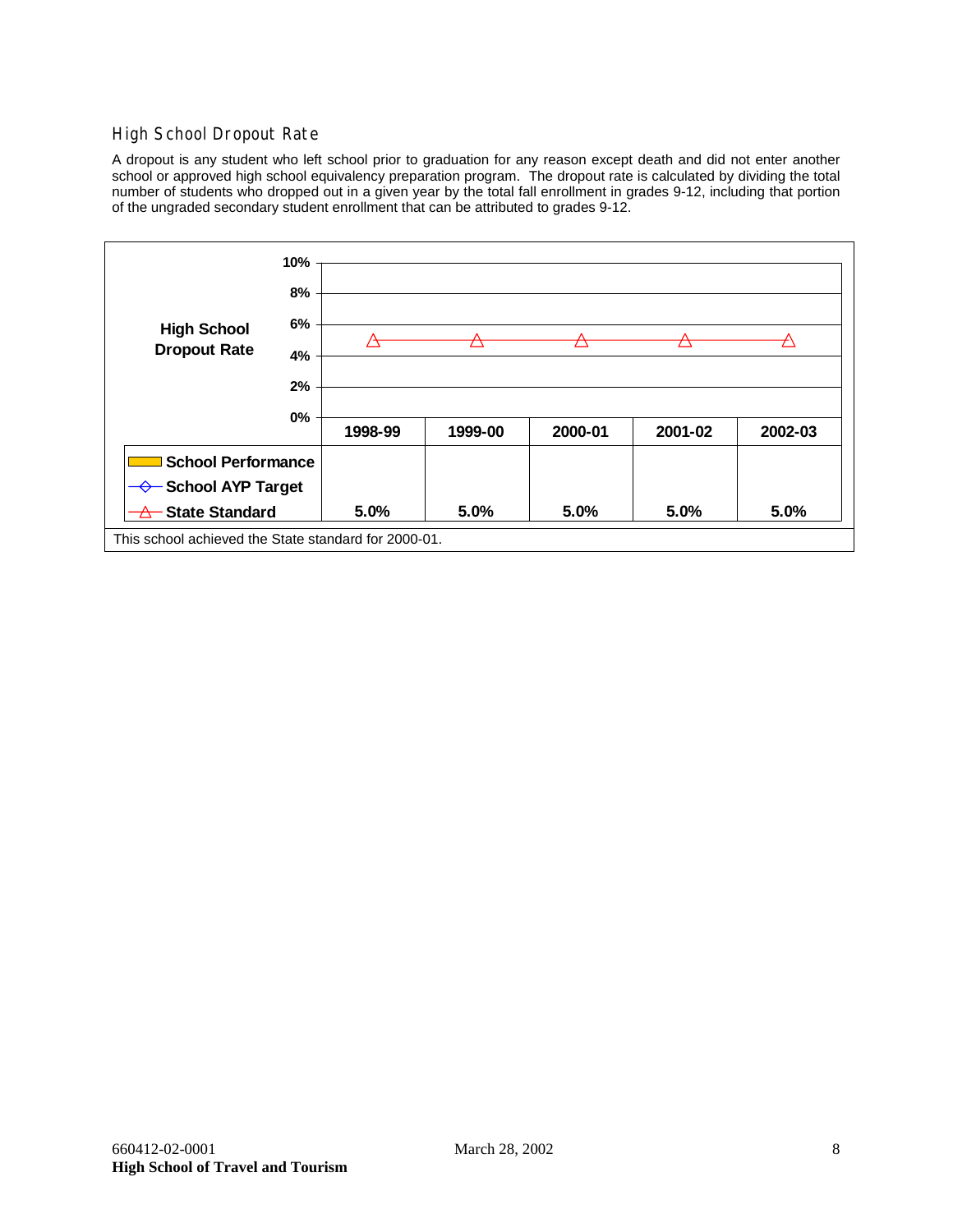## High School Dropout Rate

A dropout is any student who left school prior to graduation for any reason except death and did not enter another school or approved high school equivalency preparation program. The dropout rate is calculated by dividing the total number of students who dropped out in a given year by the total fall enrollment in grades 9-12, including that portion of the ungraded secondary student enrollment that can be attributed to grades 9-12.

High School Dropout Rate

10%
8%
6%
4%
2%
0%

1998-99 1999-00 2000-01 2001-02 2002-03

School Performance
School AYP Target
State Standard 5.0% 5.0% 5.0% 5.0% 5.0%

This school achieved the State standard for 2000-01.